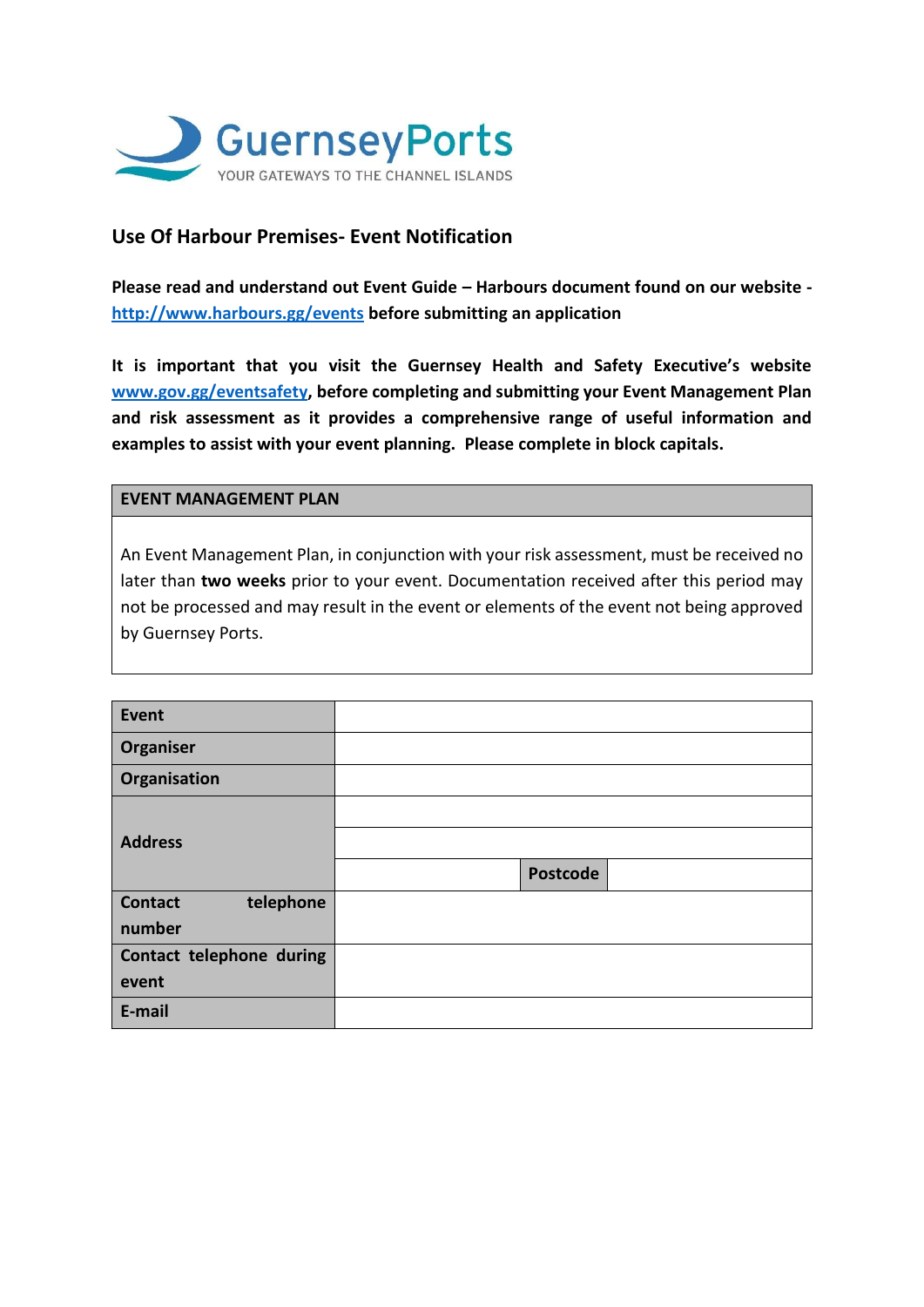GuernseyPorts

YOUR GATEWAYS TO THE CHANNEL ISLANDS

## Use Of Harbour Premises- Event Notification

**Please read and understand out Event Guide – Harbours document found on our website - [http://www.harbours.gg/events](http://www.harbours.gg/events) before submitting an application**

**It is important that you visit the Guernsey Health and Safety Executive's website [www.gov.gg/eventsafety](www.gov.gg/eventsafety), before completing and submitting your Event Management Plan and risk assessment as it provides a comprehensive range of useful information and examples to assist with your event planning. Please complete in block capitals.**

| EVENT MANAGEMENT PLAN |
| --- |
| An Event Management Plan, in conjunction with your risk assessment, must be received no later than **two weeks** prior to your event. Documentation received after this period may not be processed and may result in the event or elements of the event not being approved by Guernsey Ports. |

| | | | |
| --- | --- | --- | --- |
| **Event** | | | |
| **Organiser** | | | |
| **Organisation** | | | |
| **Address** | | | |
| | | | |
| | | **Postcode** | |
| **Contact telephone number** | | | |
| **Contact telephone during event** | | | |
| **E-mail** | | | |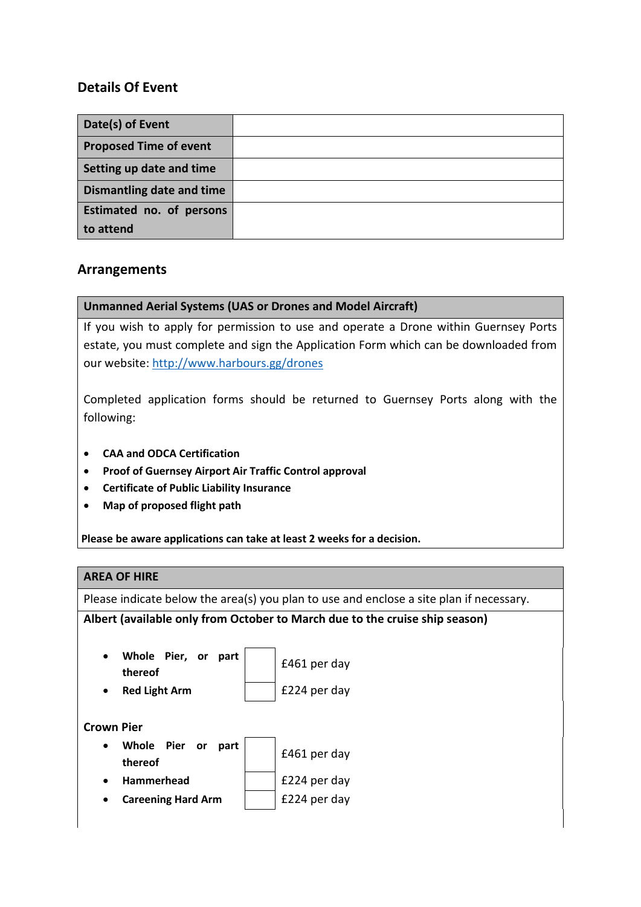## Details Of Event

| Date(s) of Event | |
|---|---|
| Proposed Time of event | |
| Setting up date and time | |
| Dismantling date and time | |
| Estimated no. of persons to attend | |

## Arrangements

**Unmanned Aerial Systems (UAS or Drones and Model Aircraft)**

If you wish to apply for permission to use and operate a Drone within Guernsey Ports estate, you must complete and sign the Application Form which can be downloaded from our website: http://www.harbours.gg/drones

Completed application forms should be returned to Guernsey Ports along with the following:

- **CAA and ODCA Certification**
- **Proof of Guernsey Airport Air Traffic Control approval**
- **Certificate of Public Liability Insurance**
- **Map of proposed flight path**

**Please be aware applications can take at least 2 weeks for a decision.**

**AREA OF HIRE**

Please indicate below the area(s) you plan to use and enclose a site plan if necessary.

**Albert (available only from October to March due to the cruise ship season)**

| Area | ☐ | Price |
|---|---|---|
| **Whole Pier, or part thereof** | | £461 per day |
| **Red Light Arm** | | £224 per day |

**Crown Pier**

| Area | ☐ | Price |
|---|---|---|
| **Whole Pier or part thereof** | | £461 per day |
| **Hammerhead** | | £224 per day |
| **Careening Hard Arm** | | £224 per day |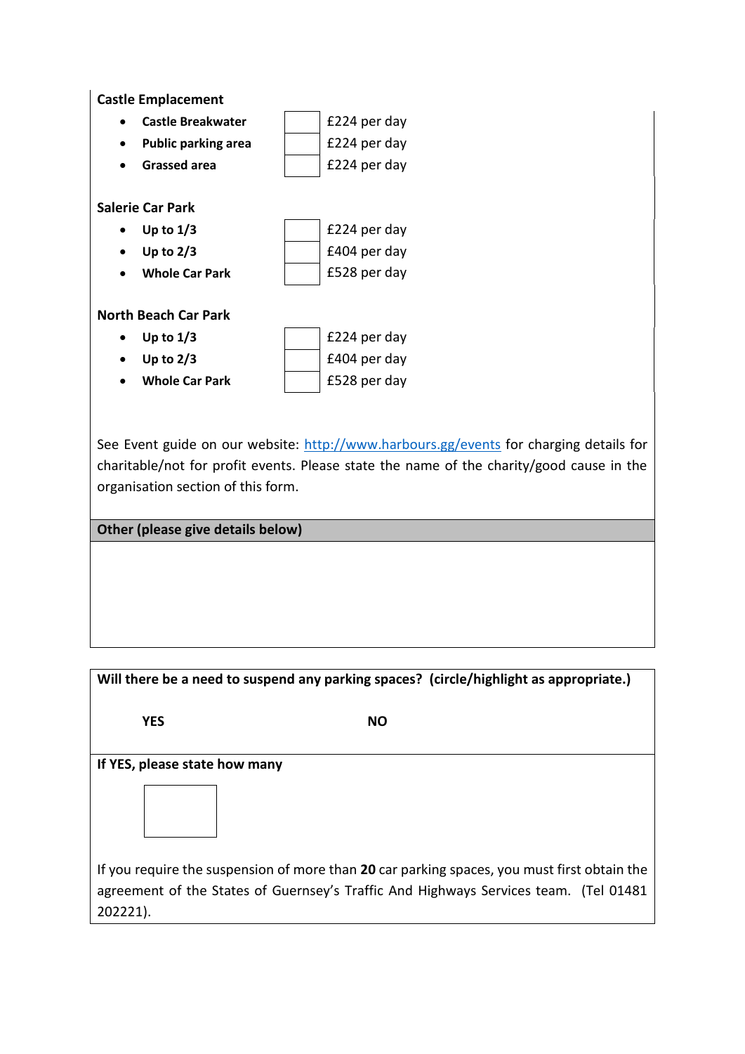**Castle Emplacement**

- **Castle Breakwater** ☐ £224 per day
- **Public parking area** ☐ £224 per day
- **Grassed area** ☐ £224 per day

**Salerie Car Park**

- **Up to 1/3** ☐ £224 per day
- **Up to 2/3** ☐ £404 per day
- **Whole Car Park** ☐ £528 per day

**North Beach Car Park**

- **Up to 1/3** ☐ £224 per day
- **Up to 2/3** ☐ £404 per day
- **Whole Car Park** ☐ £528 per day

See Event guide on our website: [http://www.harbours.gg/events](http://www.harbours.gg/events) for charging details for charitable/not for profit events. Please state the name of the charity/good cause in the organisation section of this form.

**Other (please give details below)**

**Will there be a need to suspend any parking spaces? (circle/highlight as appropriate.)**

**YES** **NO**

**If YES, please state how many**

☐

If you require the suspension of more than **20** car parking spaces, you must first obtain the agreement of the States of Guernsey's Traffic And Highways Services team. (Tel 01481 202221).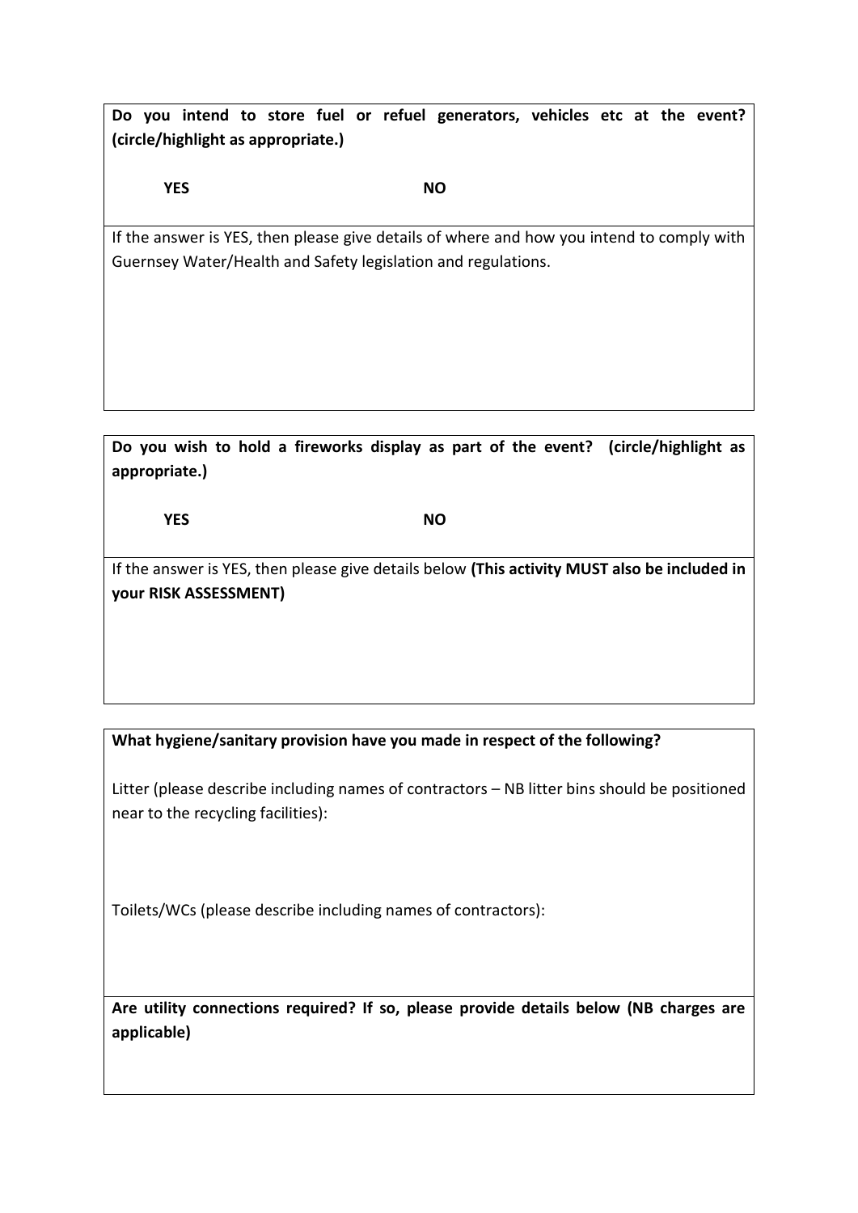**Do you intend to store fuel or refuel generators, vehicles etc at the event? (circle/highlight as appropriate.)**

**YES** **NO**

If the answer is YES, then please give details of where and how you intend to comply with Guernsey Water/Health and Safety legislation and regulations.

---

**Do you wish to hold a fireworks display as part of the event? (circle/highlight as appropriate.)**

**YES** **NO**

If the answer is YES, then please give details below **(This activity MUST also be included in your RISK ASSESSMENT)**

---

**What hygiene/sanitary provision have you made in respect of the following?**

Litter (please describe including names of contractors – NB litter bins should be positioned near to the recycling facilities):

Toilets/WCs (please describe including names of contractors):

**Are utility connections required? If so, please provide details below (NB charges are applicable)**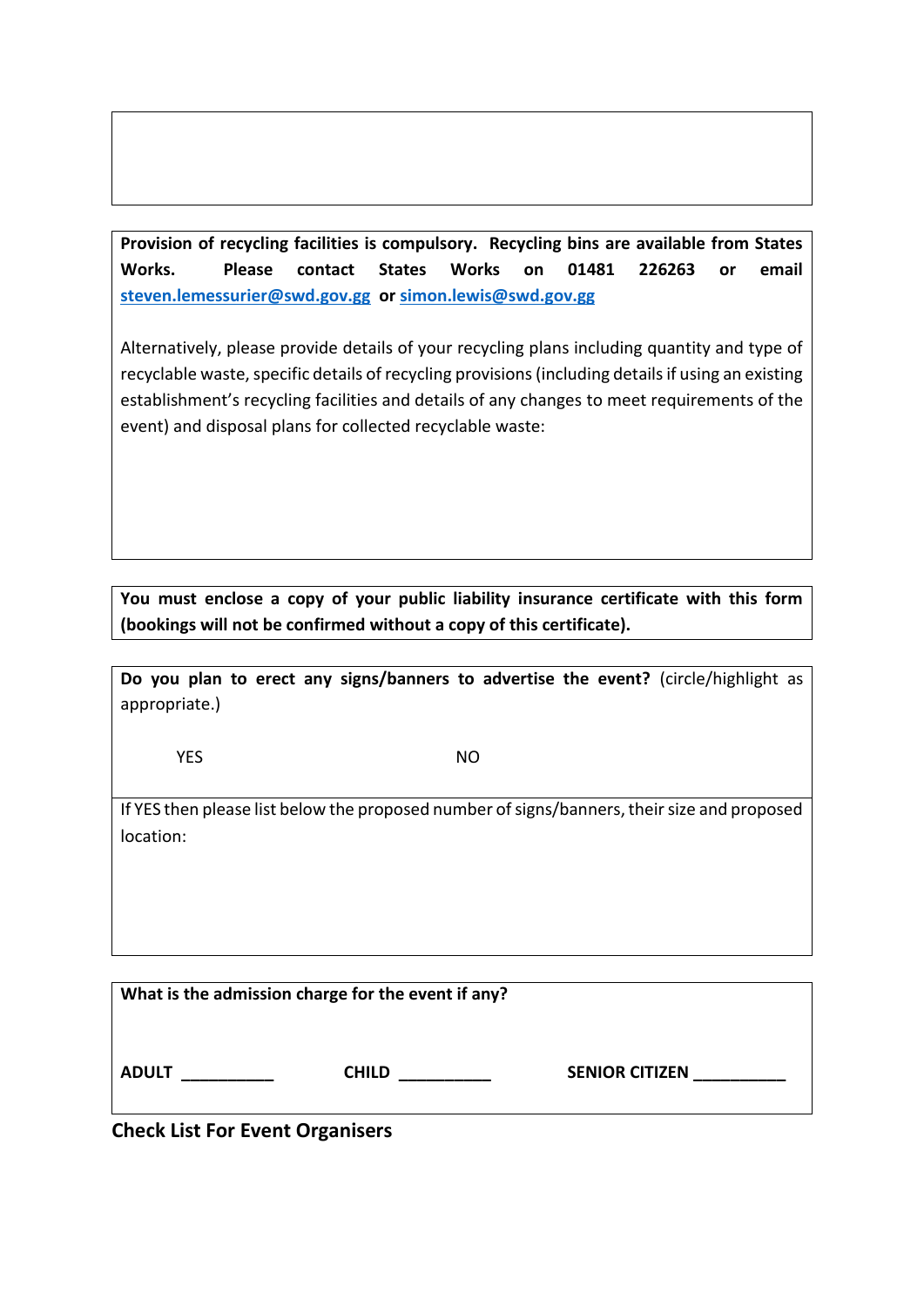**Provision of recycling facilities is compulsory. Recycling bins are available from States Works. Please contact States Works on 01481 226263 or email steven.lemessurier@swd.gov.gg or simon.lewis@swd.gov.gg**

Alternatively, please provide details of your recycling plans including quantity and type of recyclable waste, specific details of recycling provisions (including details if using an existing establishment's recycling facilities and details of any changes to meet requirements of the event) and disposal plans for collected recyclable waste:

**You must enclose a copy of your public liability insurance certificate with this form (bookings will not be confirmed without a copy of this certificate).**

**Do you plan to erect any signs/banners to advertise the event?** (circle/highlight as appropriate.)

YES NO

If YES then please list below the proposed number of signs/banners, their size and proposed location:

**What is the admission charge for the event if any?**

**ADULT __________** **CHILD __________** **SENIOR CITIZEN __________**

**Check List For Event Organisers**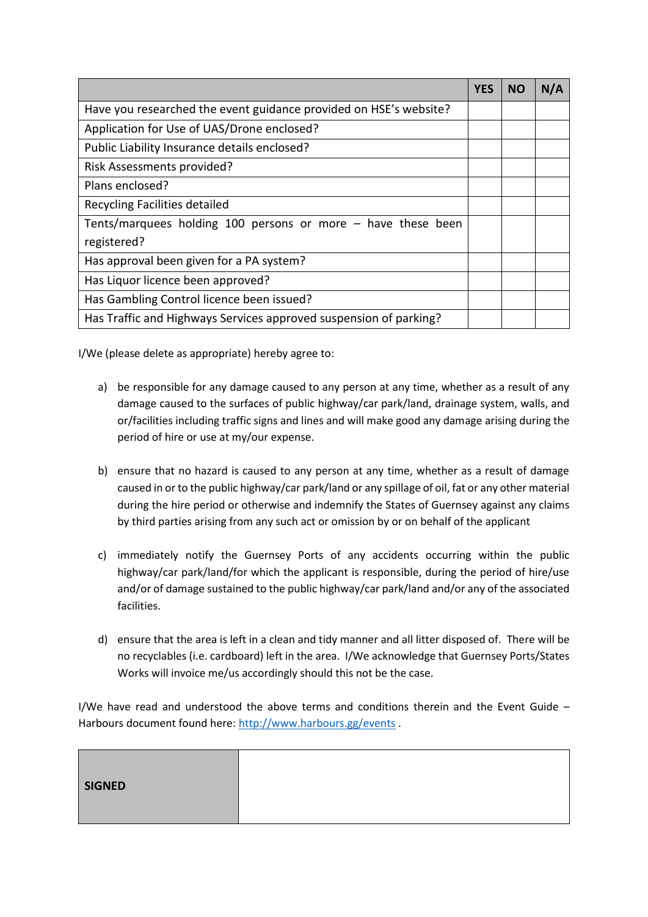| | YES | NO | N/A |
|---|---|---|---|
| Have you researched the event guidance provided on HSE's website? | | | |
| Application for Use of UAS/Drone enclosed? | | | |
| Public Liability Insurance details enclosed? | | | |
| Risk Assessments provided? | | | |
| Plans enclosed? | | | |
| Recycling Facilities detailed | | | |
| Tents/marquees holding 100 persons or more – have these been registered? | | | |
| Has approval been given for a PA system? | | | |
| Has Liquor licence been approved? | | | |
| Has Gambling Control licence been issued? | | | |
| Has Traffic and Highways Services approved suspension of parking? | | | |

I/We (please delete as appropriate) hereby agree to:

a) be responsible for any damage caused to any person at any time, whether as a result of any damage caused to the surfaces of public highway/car park/land, drainage system, walls, and or/facilities including traffic signs and lines and will make good any damage arising during the period of hire or use at my/our expense.

b) ensure that no hazard is caused to any person at any time, whether as a result of damage caused in or to the public highway/car park/land or any spillage of oil, fat or any other material during the hire period or otherwise and indemnify the States of Guernsey against any claims by third parties arising from any such act or omission by or on behalf of the applicant

c) immediately notify the Guernsey Ports of any accidents occurring within the public highway/car park/land/for which the applicant is responsible, during the period of hire/use and/or of damage sustained to the public highway/car park/land and/or any of the associated facilities.

d) ensure that the area is left in a clean and tidy manner and all litter disposed of. There will be no recyclables (i.e. cardboard) left in the area. I/We acknowledge that Guernsey Ports/States Works will invoice me/us accordingly should this not be the case.

I/We have read and understood the above terms and conditions therein and the Event Guide – Harbours document found here: [http://www.harbours.gg/events](http://www.harbours.gg/events) .

| **SIGNED** | |
|---|---|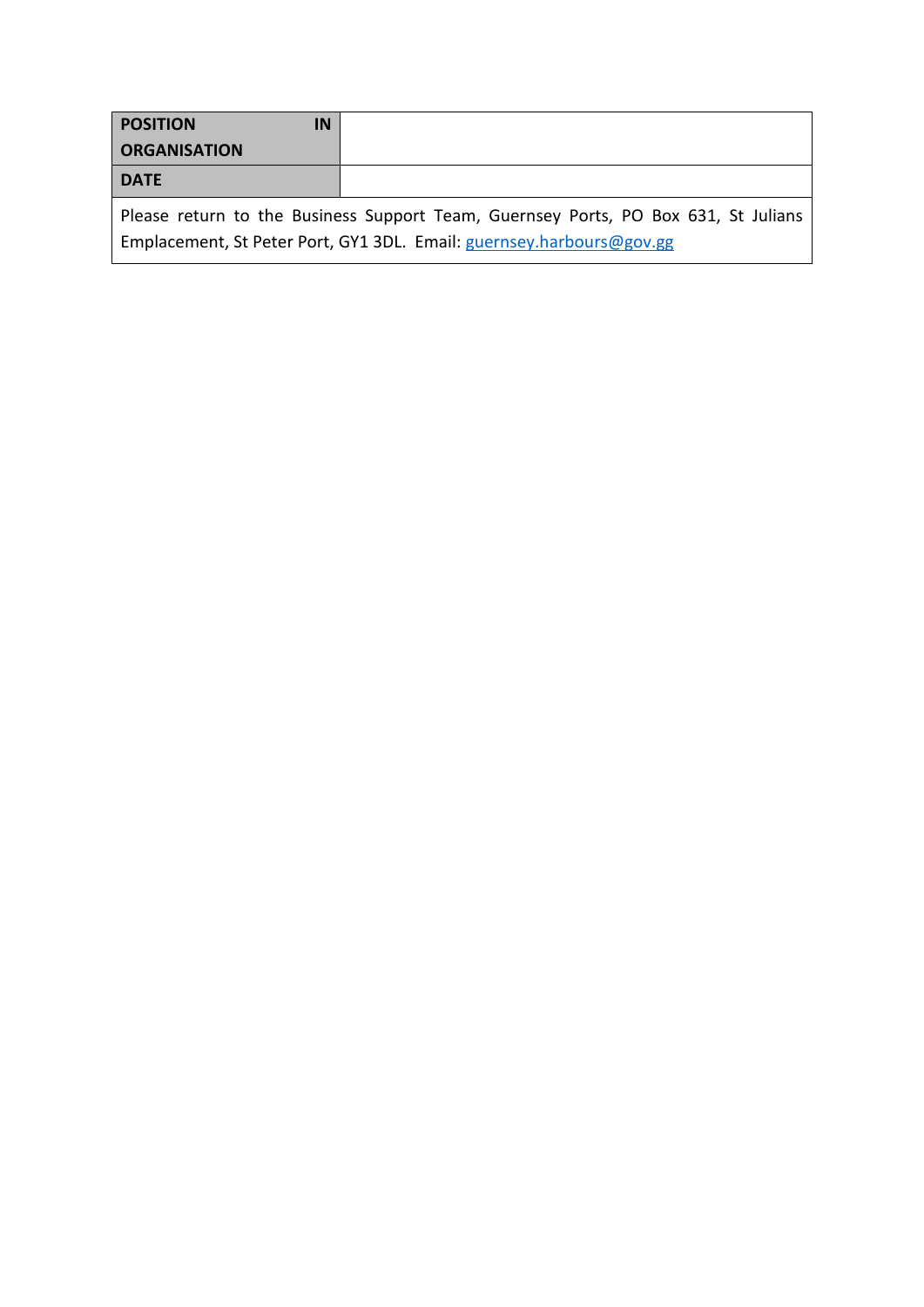| | |
|---|---|
| **POSITION IN ORGANISATION** | |
| **DATE** | |

Please return to the Business Support Team, Guernsey Ports, PO Box 631, St Julians Emplacement, St Peter Port, GY1 3DL. Email: guernsey.harbours@gov.gg